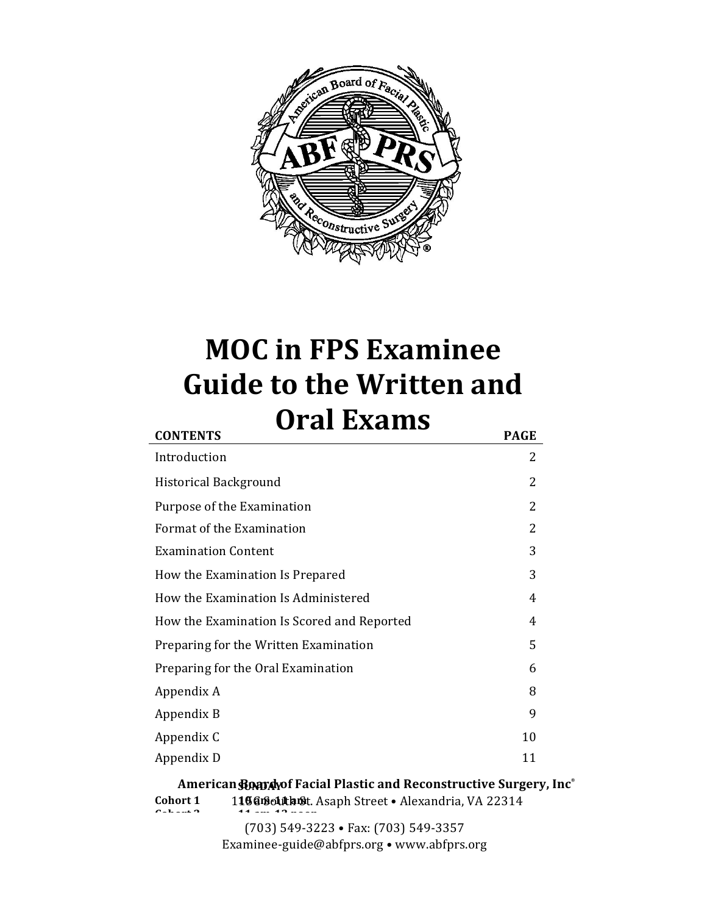# MOC in FPS Examinee Guide to the Written and Oral Exams

| CONTENTS | PAGE |
|---|---|
| Introduction | 2 |
| Historical Background | 2 |
| Purpose of the Examination | 2 |
| Format of the Examination | 2 |
| Examination Content | 3 |
| How the Examination Is Prepared | 3 |
| How the Examination Is Administered | 4 |
| How the Examination Is Scored and Reported | 4 |
| Preparing for the Written Examination | 5 |
| Preparing for the Oral Examination | 6 |
| Appendix A | 8 |
| Appendix B | 9 |
| Appendix C | 10 |
| Appendix D | 11 |

**American Board of Facial Plastic and Reconstructive Surgery, Inc®**

115C South St. Asaph Street • Alexandria, VA 22314

(703) 549-3223 • Fax: (703) 549-3357

Examinee-guide@abfprs.org • www.abfprs.org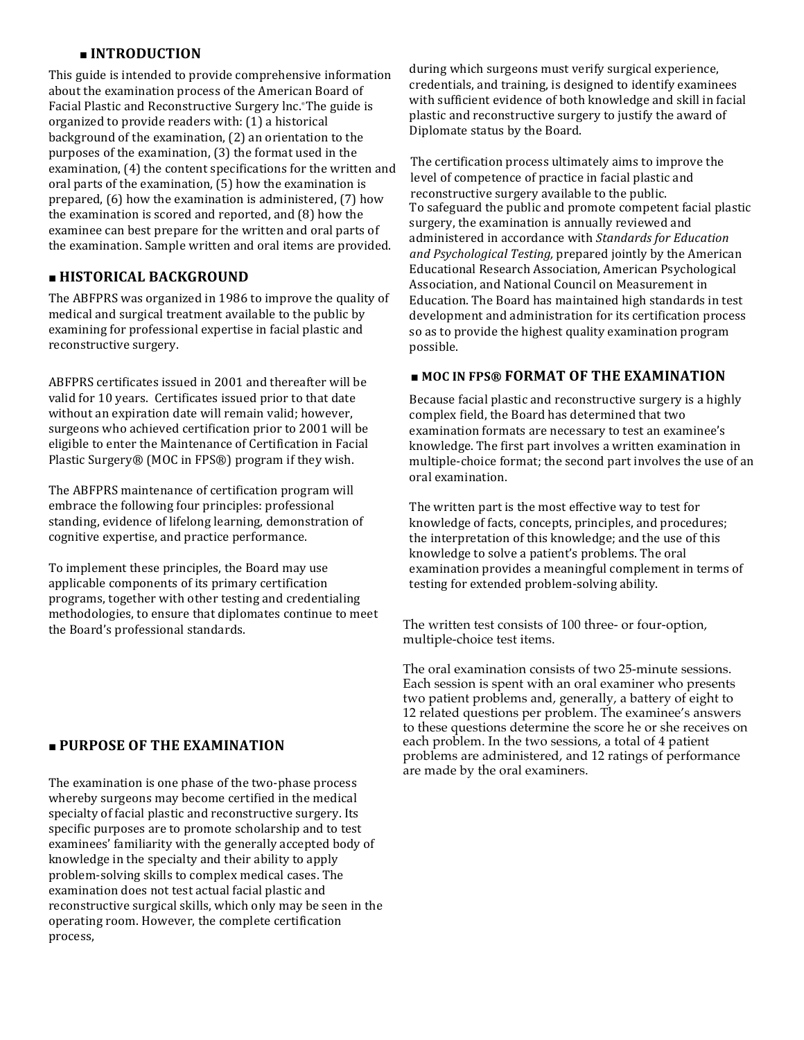## ■ INTRODUCTION

This guide is intended to provide comprehensive information about the examination process of the American Board of Facial Plastic and Reconstructive Surgery lnc.® The guide is organized to provide readers with: (1) a historical background of the examination, (2) an orientation to the purposes of the examination, (3) the format used in the examination, (4) the content specifications for the written and oral parts of the examination, (5) how the examination is prepared, (6) how the examination is administered, (7) how the examination is scored and reported, and (8) how the examinee can best prepare for the written and oral parts of the examination. Sample written and oral items are provided.

## ■ HISTORICAL BACKGROUND

The ABFPRS was organized in 1986 to improve the quality of medical and surgical treatment available to the public by examining for professional expertise in facial plastic and reconstructive surgery.

ABFPRS certificates issued in 2001 and thereafter will be valid for 10 years. Certificates issued prior to that date without an expiration date will remain valid; however, surgeons who achieved certification prior to 2001 will be eligible to enter the Maintenance of Certification in Facial Plastic Surgery® (MOC in FPS®) program if they wish.

The ABFPRS maintenance of certification program will embrace the following four principles: professional standing, evidence of lifelong learning, demonstration of cognitive expertise, and practice performance.

To implement these principles, the Board may use applicable components of its primary certification programs, together with other testing and credentialing methodologies, to ensure that diplomates continue to meet the Board's professional standards.

## ■ PURPOSE OF THE EXAMINATION

The examination is one phase of the two-phase process whereby surgeons may become certified in the medical specialty of facial plastic and reconstructive surgery. Its specific purposes are to promote scholarship and to test examinees' familiarity with the generally accepted body of knowledge in the specialty and their ability to apply problem-solving skills to complex medical cases. The examination does not test actual facial plastic and reconstructive surgical skills, which only may be seen in the operating room. However, the complete certification process, during which surgeons must verify surgical experience, credentials, and training, is designed to identify examinees with sufficient evidence of both knowledge and skill in facial plastic and reconstructive surgery to justify the award of Diplomate status by the Board.

The certification process ultimately aims to improve the level of competence of practice in facial plastic and reconstructive surgery available to the public.
To safeguard the public and promote competent facial plastic surgery, the examination is annually reviewed and administered in accordance with *Standards for Education and Psychological Testing,* prepared jointly by the American Educational Research Association, American Psychological Association, and National Council on Measurement in Education. The Board has maintained high standards in test development and administration for its certification process so as to provide the highest quality examination program possible.

## ■ MOC IN FPS® FORMAT OF THE EXAMINATION

Because facial plastic and reconstructive surgery is a highly complex field, the Board has determined that two examination formats are necessary to test an examinee's knowledge. The first part involves a written examination in multiple-choice format; the second part involves the use of an oral examination.

The written part is the most effective way to test for knowledge of facts, concepts, principles, and procedures; the interpretation of this knowledge; and the use of this knowledge to solve a patient's problems. The oral examination provides a meaningful complement in terms of testing for extended problem-solving ability.

The written test consists of 100 three- or four-option, multiple-choice test items.

The oral examination consists of two 25-minute sessions. Each session is spent with an oral examiner who presents two patient problems and, generally, a battery of eight to 12 related questions per problem. The examinee's answers to these questions determine the score he or she receives on each problem. In the two sessions, a total of 4 patient problems are administered, and 12 ratings of performance are made by the oral examiners.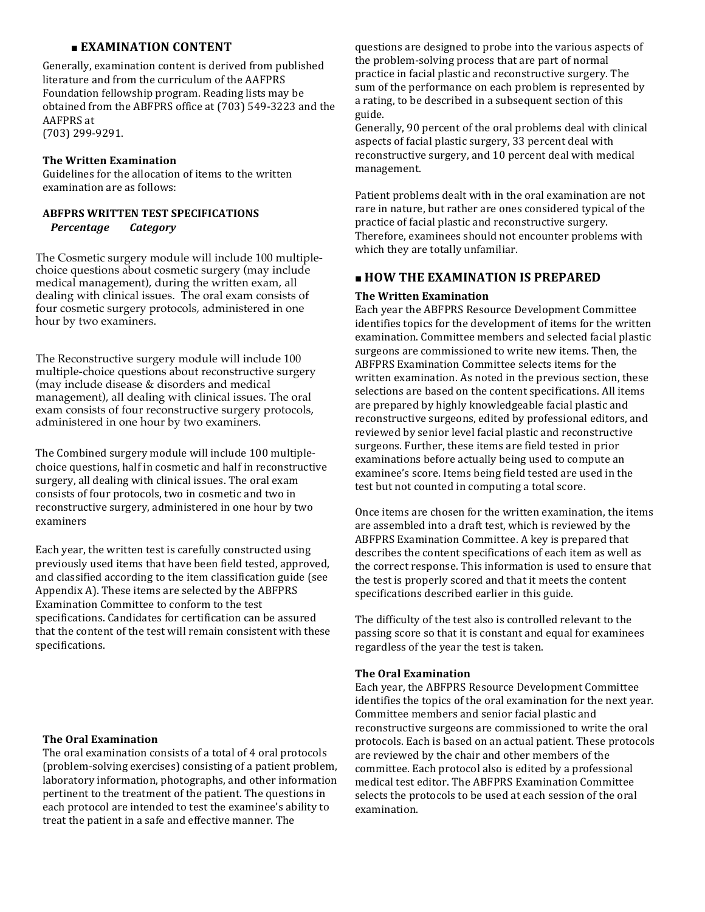## ▪ EXAMINATION CONTENT

Generally, examination content is derived from published literature and from the curriculum of the AAFPRS Foundation fellowship program. Reading lists may be obtained from the ABFPRS office at (703) 549-3223 and the AAFPRS at
(703) 299-9291.

### The Written Examination

Guidelines for the allocation of items to the written examination are as follows:

**ABFPRS WRITTEN TEST SPECIFICATIONS**
***Percentage Category***

The Cosmetic surgery module will include 100 multiple-choice questions about cosmetic surgery (may include medical management), during the written exam, all dealing with clinical issues. The oral exam consists of four cosmetic surgery protocols, administered in one hour by two examiners.

The Reconstructive surgery module will include 100 multiple-choice questions about reconstructive surgery (may include disease & disorders and medical management), all dealing with clinical issues. The oral exam consists of four reconstructive surgery protocols, administered in one hour by two examiners.

The Combined surgery module will include 100 multiple-choice questions, half in cosmetic and half in reconstructive surgery, all dealing with clinical issues. The oral exam consists of four protocols, two in cosmetic and two in reconstructive surgery, administered in one hour by two examiners

Each year, the written test is carefully constructed using previously used items that have been field tested, approved, and classified according to the item classification guide (see Appendix A). These items are selected by the ABFPRS Examination Committee to conform to the test specifications. Candidates for certification can be assured that the content of the test will remain consistent with these specifications.

### The Oral Examination

The oral examination consists of a total of 4 oral protocols (problem-solving exercises) consisting of a patient problem, laboratory information, photographs, and other information pertinent to the treatment of the patient. The questions in each protocol are intended to test the examinee's ability to treat the patient in a safe and effective manner. The questions are designed to probe into the various aspects of the problem-solving process that are part of normal practice in facial plastic and reconstructive surgery. The sum of the performance on each problem is represented by a rating, to be described in a subsequent section of this guide.

Generally, 90 percent of the oral problems deal with clinical aspects of facial plastic surgery, 33 percent deal with reconstructive surgery, and 10 percent deal with medical management.

Patient problems dealt with in the oral examination are not rare in nature, but rather are ones considered typical of the practice of facial plastic and reconstructive surgery. Therefore, examinees should not encounter problems with which they are totally unfamiliar.

## ▪ HOW THE EXAMINATION IS PREPARED

### The Written Examination

Each year the ABFPRS Resource Development Committee identifies topics for the development of items for the written examination. Committee members and selected facial plastic surgeons are commissioned to write new items. Then, the ABFPRS Examination Committee selects items for the written examination. As noted in the previous section, these selections are based on the content specifications. All items are prepared by highly knowledgeable facial plastic and reconstructive surgeons, edited by professional editors, and reviewed by senior level facial plastic and reconstructive surgeons. Further, these items are field tested in prior examinations before actually being used to compute an examinee's score. Items being field tested are used in the test but not counted in computing a total score.

Once items are chosen for the written examination, the items are assembled into a draft test, which is reviewed by the ABFPRS Examination Committee. A key is prepared that describes the content specifications of each item as well as the correct response. This information is used to ensure that the test is properly scored and that it meets the content specifications described earlier in this guide.

The difficulty of the test also is controlled relevant to the passing score so that it is constant and equal for examinees regardless of the year the test is taken.

### The Oral Examination

Each year, the ABFPRS Resource Development Committee identifies the topics of the oral examination for the next year. Committee members and senior facial plastic and reconstructive surgeons are commissioned to write the oral protocols. Each is based on an actual patient. These protocols are reviewed by the chair and other members of the committee. Each protocol also is edited by a professional medical test editor. The ABFPRS Examination Committee selects the protocols to be used at each session of the oral examination.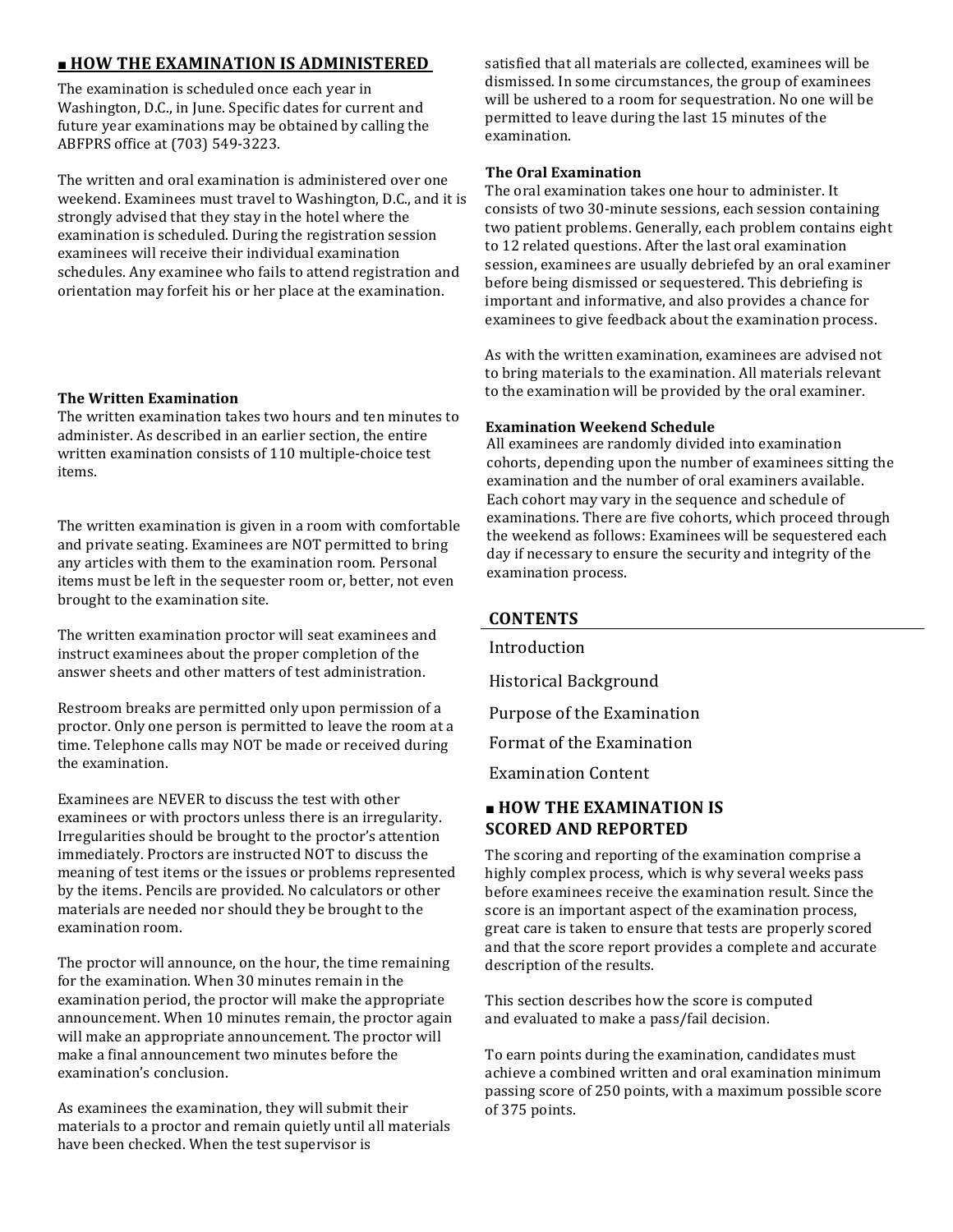## ▪ HOW THE EXAMINATION IS ADMINISTERED

The examination is scheduled once each year in Washington, D.C., in June. Specific dates for current and future year examinations may be obtained by calling the ABFPRS office at (703) 549-3223.

The written and oral examination is administered over one weekend. Examinees must travel to Washington, D.C., and it is strongly advised that they stay in the hotel where the examination is scheduled. During the registration session examinees will receive their individual examination schedules. Any examinee who fails to attend registration and orientation may forfeit his or her place at the examination.

### The Written Examination

The written examination takes two hours and ten minutes to administer. As described in an earlier section, the entire written examination consists of 110 multiple-choice test items.

The written examination is given in a room with comfortable and private seating. Examinees are NOT permitted to bring any articles with them to the examination room. Personal items must be left in the sequester room or, better, not even brought to the examination site.

The written examination proctor will seat examinees and instruct examinees about the proper completion of the answer sheets and other matters of test administration.

Restroom breaks are permitted only upon permission of a proctor. Only one person is permitted to leave the room at a time. Telephone calls may NOT be made or received during the examination.

Examinees are NEVER to discuss the test with other examinees or with proctors unless there is an irregularity. Irregularities should be brought to the proctor's attention immediately. Proctors are instructed NOT to discuss the meaning of test items or the issues or problems represented by the items. Pencils are provided. No calculators or other materials are needed nor should they be brought to the examination room.

The proctor will announce, on the hour, the time remaining for the examination. When 30 minutes remain in the examination period, the proctor will make the appropriate announcement. When 10 minutes remain, the proctor again will make an appropriate announcement. The proctor will make a final announcement two minutes before the examination's conclusion.

As examinees the examination, they will submit their materials to a proctor and remain quietly until all materials have been checked. When the test supervisor is satisfied that all materials are collected, examinees will be dismissed. In some circumstances, the group of examinees will be ushered to a room for sequestration. No one will be permitted to leave during the last 15 minutes of the examination.

### The Oral Examination

The oral examination takes one hour to administer. It consists of two 30-minute sessions, each session containing two patient problems. Generally, each problem contains eight to 12 related questions. After the last oral examination session, examinees are usually debriefed by an oral examiner before being dismissed or sequestered. This debriefing is important and informative, and also provides a chance for examinees to give feedback about the examination process.

As with the written examination, examinees are advised not to bring materials to the examination. All materials relevant to the examination will be provided by the oral examiner.

### Examination Weekend Schedule

All examinees are randomly divided into examination cohorts, depending upon the number of examinees sitting the examination and the number of oral examiners available. Each cohort may vary in the sequence and schedule of examinations. There are five cohorts, which proceed through the weekend as follows: Examinees will be sequestered each day if necessary to ensure the security and integrity of the examination process.

## CONTENTS

- Introduction
- Historical Background
- Purpose of the Examination
- Format of the Examination
- Examination Content

## ▪ HOW THE EXAMINATION IS SCORED AND REPORTED

The scoring and reporting of the examination comprise a highly complex process, which is why several weeks pass before examinees receive the examination result. Since the score is an important aspect of the examination process, great care is taken to ensure that tests are properly scored and that the score report provides a complete and accurate description of the results.

This section describes how the score is computed and evaluated to make a pass/fail decision.

To earn points during the examination, candidates must achieve a combined written and oral examination minimum passing score of 250 points, with a maximum possible score of 375 points.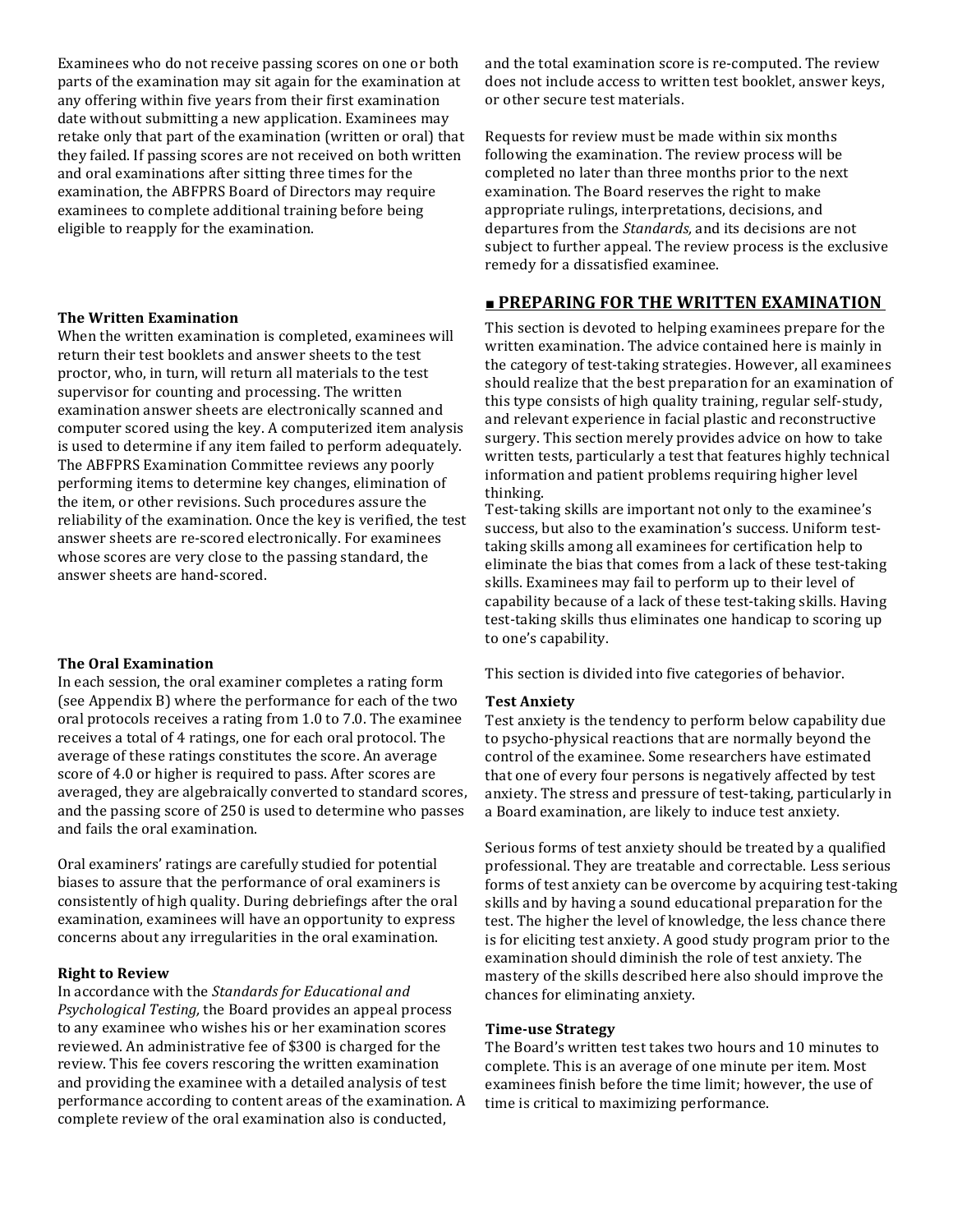Examinees who do not receive passing scores on one or both parts of the examination may sit again for the examination at any offering within five years from their first examination date without submitting a new application. Examinees may retake only that part of the examination (written or oral) that they failed. If passing scores are not received on both written and oral examinations after sitting three times for the examination, the ABFPRS Board of Directors may require examinees to complete additional training before being eligible to reapply for the examination.

**The Written Examination**

When the written examination is completed, examinees will return their test booklets and answer sheets to the test proctor, who, in turn, will return all materials to the test supervisor for counting and processing. The written examination answer sheets are electronically scanned and computer scored using the key. A computerized item analysis is used to determine if any item failed to perform adequately. The ABFPRS Examination Committee reviews any poorly performing items to determine key changes, elimination of the item, or other revisions. Such procedures assure the reliability of the examination. Once the key is verified, the test answer sheets are re-scored electronically. For examinees whose scores are very close to the passing standard, the answer sheets are hand-scored.

**The Oral Examination**

In each session, the oral examiner completes a rating form (see Appendix B) where the performance for each of the two oral protocols receives a rating from 1.0 to 7.0. The examinee receives a total of 4 ratings, one for each oral protocol. The average of these ratings constitutes the score. An average score of 4.0 or higher is required to pass. After scores are averaged, they are algebraically converted to standard scores, and the passing score of 250 is used to determine who passes and fails the oral examination.

Oral examiners' ratings are carefully studied for potential biases to assure that the performance of oral examiners is consistently of high quality. During debriefings after the oral examination, examinees will have an opportunity to express concerns about any irregularities in the oral examination.

**Right to Review**

In accordance with the *Standards for Educational and Psychological Testing,* the Board provides an appeal process to any examinee who wishes his or her examination scores reviewed. An administrative fee of $300 is charged for the review. This fee covers rescoring the written examination and providing the examinee with a detailed analysis of test performance according to content areas of the examination. A complete review of the oral examination also is conducted, and the total examination score is re-computed. The review does not include access to written test booklet, answer keys, or other secure test materials.

Requests for review must be made within six months following the examination. The review process will be completed no later than three months prior to the next examination. The Board reserves the right to make appropriate rulings, interpretations, decisions, and departures from the *Standards,* and its decisions are not subject to further appeal. The review process is the exclusive remedy for a dissatisfied examinee.

## ■ PREPARING FOR THE WRITTEN EXAMINATION

This section is devoted to helping examinees prepare for the written examination. The advice contained here is mainly in the category of test-taking strategies. However, all examinees should realize that the best preparation for an examination of this type consists of high quality training, regular self-study, and relevant experience in facial plastic and reconstructive surgery. This section merely provides advice on how to take written tests, particularly a test that features highly technical information and patient problems requiring higher level thinking.

Test-taking skills are important not only to the examinee's success, but also to the examination's success. Uniform test-taking skills among all examinees for certification help to eliminate the bias that comes from a lack of these test-taking skills. Examinees may fail to perform up to their level of capability because of a lack of these test-taking skills. Having test-taking skills thus eliminates one handicap to scoring up to one's capability.

This section is divided into five categories of behavior.

**Test Anxiety**

Test anxiety is the tendency to perform below capability due to psycho-physical reactions that are normally beyond the control of the examinee. Some researchers have estimated that one of every four persons is negatively affected by test anxiety. The stress and pressure of test-taking, particularly in a Board examination, are likely to induce test anxiety.

Serious forms of test anxiety should be treated by a qualified professional. They are treatable and correctable. Less serious forms of test anxiety can be overcome by acquiring test-taking skills and by having a sound educational preparation for the test. The higher the level of knowledge, the less chance there is for eliciting test anxiety. A good study program prior to the examination should diminish the role of test anxiety. The mastery of the skills described here also should improve the chances for eliminating anxiety.

**Time-use Strategy**

The Board's written test takes two hours and 10 minutes to complete. This is an average of one minute per item. Most examinees finish before the time limit; however, the use of time is critical to maximizing performance.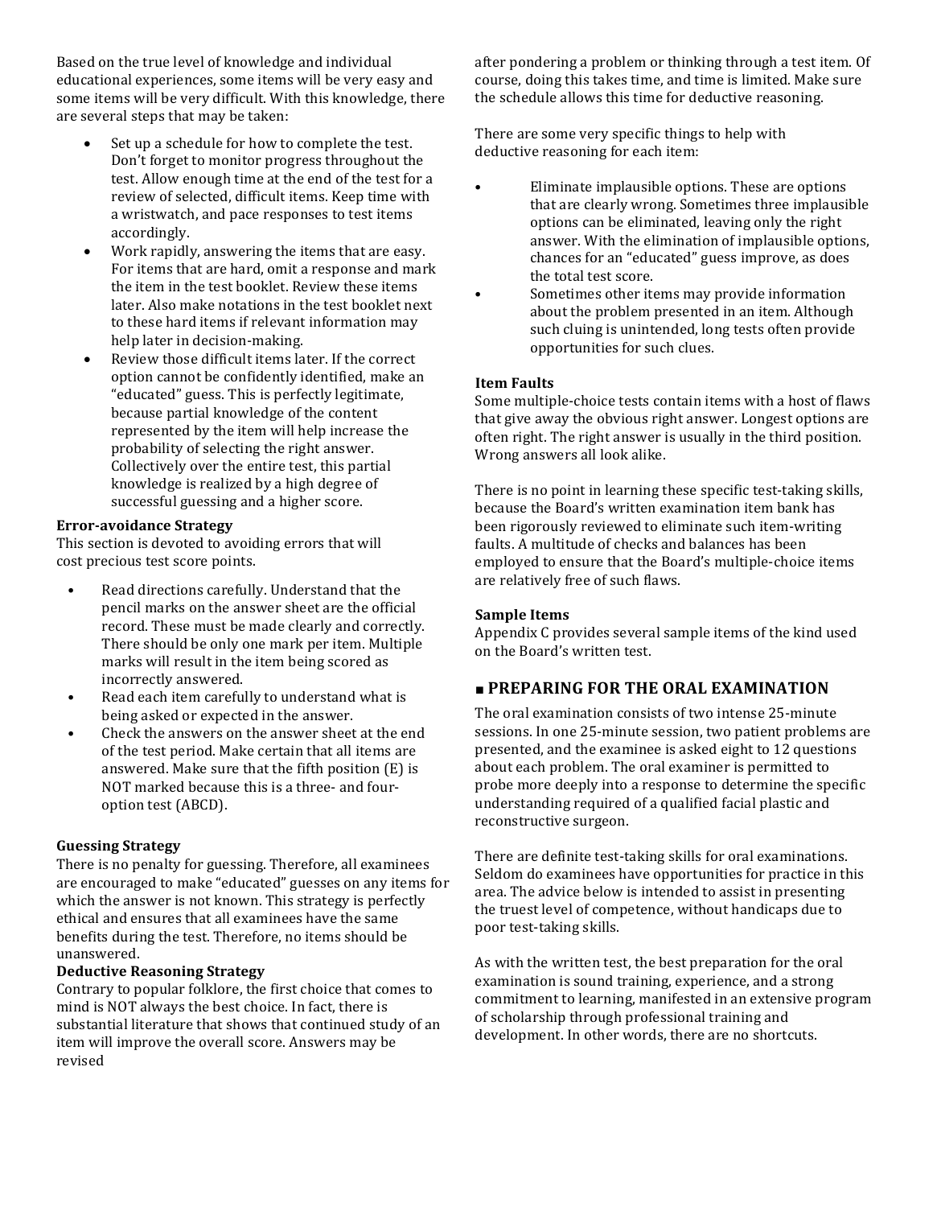Based on the true level of knowledge and individual educational experiences, some items will be very easy and some items will be very difficult. With this knowledge, there are several steps that may be taken:

- Set up a schedule for how to complete the test. Don't forget to monitor progress throughout the test. Allow enough time at the end of the test for a review of selected, difficult items. Keep time with a wristwatch, and pace responses to test items accordingly.
- Work rapidly, answering the items that are easy. For items that are hard, omit a response and mark the item in the test booklet. Review these items later. Also make notations in the test booklet next to these hard items if relevant information may help later in decision-making.
- Review those difficult items later. If the correct option cannot be confidently identified, make an "educated" guess. This is perfectly legitimate, because partial knowledge of the content represented by the item will help increase the probability of selecting the right answer. Collectively over the entire test, this partial knowledge is realized by a high degree of successful guessing and a higher score.

**Error-avoidance Strategy**

This section is devoted to avoiding errors that will cost precious test score points.

- Read directions carefully. Understand that the pencil marks on the answer sheet are the official record. These must be made clearly and correctly. There should be only one mark per item. Multiple marks will result in the item being scored as incorrectly answered.
- Read each item carefully to understand what is being asked or expected in the answer.
- Check the answers on the answer sheet at the end of the test period. Make certain that all items are answered. Make sure that the fifth position (E) is NOT marked because this is a three- and four-option test (ABCD).

**Guessing Strategy**

There is no penalty for guessing. Therefore, all examinees are encouraged to make "educated" guesses on any items for which the answer is not known. This strategy is perfectly ethical and ensures that all examinees have the same benefits during the test. Therefore, no items should be unanswered.

**Deductive Reasoning Strategy**

Contrary to popular folklore, the first choice that comes to mind is NOT always the best choice. In fact, there is substantial literature that shows that continued study of an item will improve the overall score. Answers may be revised after pondering a problem or thinking through a test item. Of course, doing this takes time, and time is limited. Make sure the schedule allows this time for deductive reasoning.

There are some very specific things to help with deductive reasoning for each item:

- Eliminate implausible options. These are options that are clearly wrong. Sometimes three implausible options can be eliminated, leaving only the right answer. With the elimination of implausible options, chances for an "educated" guess improve, as does the total test score.
- Sometimes other items may provide information about the problem presented in an item. Although such cluing is unintended, long tests often provide opportunities for such clues.

**Item Faults**

Some multiple-choice tests contain items with a host of flaws that give away the obvious right answer. Longest options are often right. The right answer is usually in the third position. Wrong answers all look alike.

There is no point in learning these specific test-taking skills, because the Board's written examination item bank has been rigorously reviewed to eliminate such item-writing faults. A multitude of checks and balances has been employed to ensure that the Board's multiple-choice items are relatively free of such flaws.

**Sample Items**

Appendix C provides several sample items of the kind used on the Board's written test.

## ▪ PREPARING FOR THE ORAL EXAMINATION

The oral examination consists of two intense 25-minute sessions. In one 25-minute session, two patient problems are presented, and the examinee is asked eight to 12 questions about each problem. The oral examiner is permitted to probe more deeply into a response to determine the specific understanding required of a qualified facial plastic and reconstructive surgeon.

There are definite test-taking skills for oral examinations. Seldom do examinees have opportunities for practice in this area. The advice below is intended to assist in presenting the truest level of competence, without handicaps due to poor test-taking skills.

As with the written test, the best preparation for the oral examination is sound training, experience, and a strong commitment to learning, manifested in an extensive program of scholarship through professional training and development. In other words, there are no shortcuts.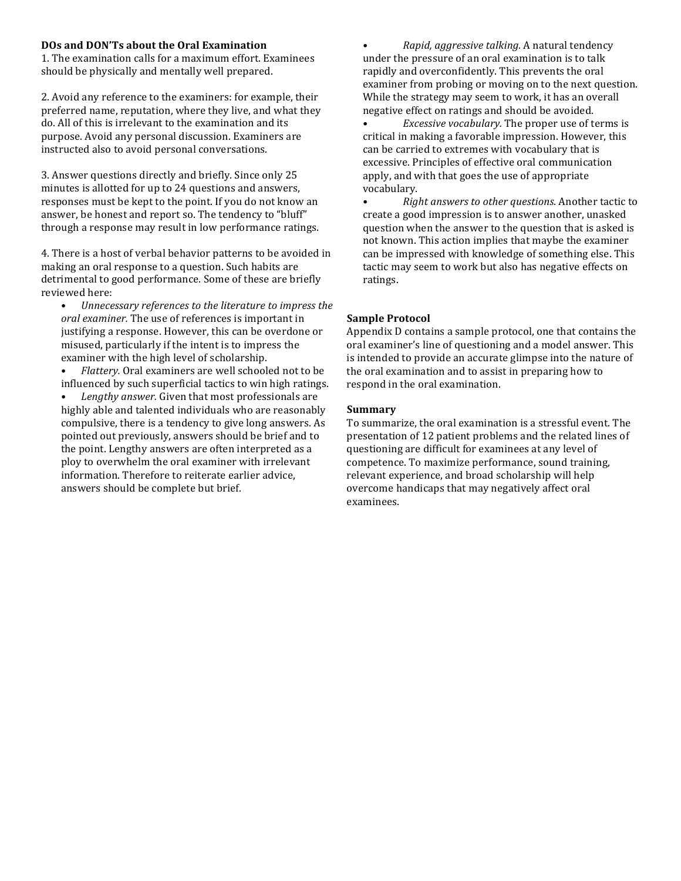**DOs and DON'Ts about the Oral Examination**

1. The examination calls for a maximum effort. Examinees should be physically and mentally well prepared.

2. Avoid any reference to the examiners: for example, their preferred name, reputation, where they live, and what they do. All of this is irrelevant to the examination and its purpose. Avoid any personal discussion. Examiners are instructed also to avoid personal conversations.

3. Answer questions directly and briefly. Since only 25 minutes is allotted for up to 24 questions and answers, responses must be kept to the point. If you do not know an answer, be honest and report so. The tendency to "bluff" through a response may result in low performance ratings.

4. There is a host of verbal behavior patterns to be avoided in making an oral response to a question. Such habits are detrimental to good performance. Some of these are briefly reviewed here:

- *Unnecessary references to the literature to impress the oral examiner.* The use of references is important in justifying a response. However, this can be overdone or misused, particularly if the intent is to impress the examiner with the high level of scholarship.
- *Flattery.* Oral examiners are well schooled not to be influenced by such superficial tactics to win high ratings.
- *Lengthy answer.* Given that most professionals are highly able and talented individuals who are reasonably compulsive, there is a tendency to give long answers. As pointed out previously, answers should be brief and to the point. Lengthy answers are often interpreted as a ploy to overwhelm the oral examiner with irrelevant information. Therefore to reiterate earlier advice, answers should be complete but brief.
- *Rapid, aggressive talking.* A natural tendency under the pressure of an oral examination is to talk rapidly and overconfidently. This prevents the oral examiner from probing or moving on to the next question. While the strategy may seem to work, it has an overall negative effect on ratings and should be avoided.
- *Excessive vocabulary.* The proper use of terms is critical in making a favorable impression. However, this can be carried to extremes with vocabulary that is excessive. Principles of effective oral communication apply, and with that goes the use of appropriate vocabulary.
- *Right answers to other questions.* Another tactic to create a good impression is to answer another, unasked question when the answer to the question that is asked is not known. This action implies that maybe the examiner can be impressed with knowledge of something else. This tactic may seem to work but also has negative effects on ratings.

**Sample Protocol**

Appendix D contains a sample protocol, one that contains the oral examiner's line of questioning and a model answer. This is intended to provide an accurate glimpse into the nature of the oral examination and to assist in preparing how to respond in the oral examination.

**Summary**

To summarize, the oral examination is a stressful event. The presentation of 12 patient problems and the related lines of questioning are difficult for examinees at any level of competence. To maximize performance, sound training, relevant experience, and broad scholarship will help overcome handicaps that may negatively affect oral examinees.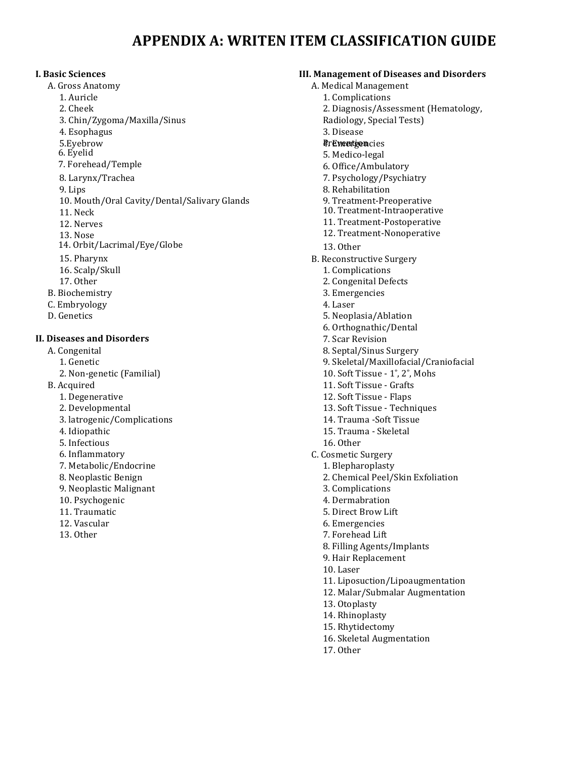# APPENDIX A: WRITEN ITEM CLASSIFICATION GUIDE

**I. Basic Sciences**

- A. Gross Anatomy
  1. Auricle
  2. Cheek
  3. Chin/Zygoma/Maxilla/Sinus
  4. Esophagus
  5. Eyebrow
  6. Eyelid
  7. Forehead/Temple
  8. Larynx/Trachea
  9. Lips
  10. Mouth/Oral Cavity/Dental/Salivary Glands
  11. Neck
  12. Nerves
  13. Nose
  14. Orbit/Lacrimal/Eye/Globe
  15. Pharynx
  16. Scalp/Skull
  17. Other
- B. Biochemistry
- C. Embryology
- D. Genetics

**II. Diseases and Disorders**

- A. Congenital
  1. Genetic
  2. Non-genetic (Familial)
- B. Acquired
  1. Degenerative
  2. Developmental
  3. Iatrogenic/Complications
  4. Idiopathic
  5. Infectious
  6. Inflammatory
  7. Metabolic/Endocrine
  8. Neoplastic Benign
  9. Neoplastic Malignant
  10. Psychogenic
  11. Traumatic
  12. Vascular
  13. Other

**III. Management of Diseases and Disorders**

- A. Medical Management
  1. Complications
  2. Diagnosis/Assessment (Hematology, Radiology, Special Tests)
  3. Disease Prevention
  4. Emergencies
  5. Medico-legal
  6. Office/Ambulatory
  7. Psychology/Psychiatry
  8. Rehabilitation
  9. Treatment-Preoperative
  10. Treatment-Intraoperative
  11. Treatment-Postoperative
  12. Treatment-Nonoperative
  13. Other
- B. Reconstructive Surgery
  1. Complications
  2. Congenital Defects
  3. Emergencies
  4. Laser
  5. Neoplasia/Ablation
  6. Orthognathic/Dental
  7. Scar Revision
  8. Septal/Sinus Surgery
  9. Skeletal/Maxillofacial/Craniofacial
  10. Soft Tissue - 1˚, 2˚, Mohs
  11. Soft Tissue - Grafts
  12. Soft Tissue - Flaps
  13. Soft Tissue - Techniques
  14. Trauma -Soft Tissue
  15. Trauma - Skeletal
  16. Other
- C. Cosmetic Surgery
  1. Blepharoplasty
  2. Chemical Peel/Skin Exfoliation
  3. Complications
  4. Dermabration
  5. Direct Brow Lift
  6. Emergencies
  7. Forehead Lift
  8. Filling Agents/Implants
  9. Hair Replacement
  10. Laser
  11. Liposuction/Lipoaugmentation
  12. Malar/Submalar Augmentation
  13. Otoplasty
  14. Rhinoplasty
  15. Rhytidectomy
  16. Skeletal Augmentation
  17. Other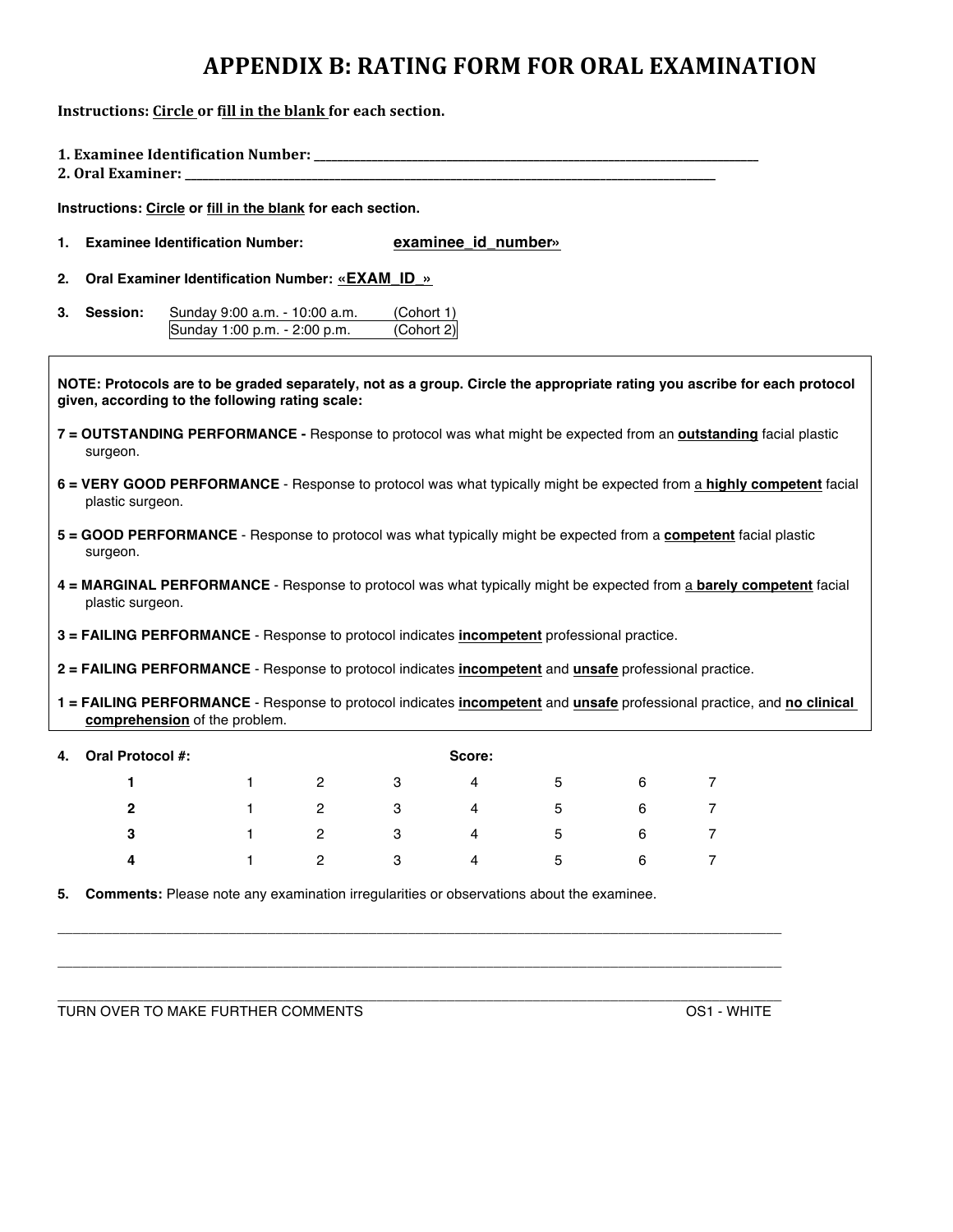# APPENDIX B: RATING FORM FOR ORAL EXAMINATION

**Instructions: Circle or fill in the blank for each section.**

**1. Examinee Identification Number: ______________________________**

**2. Oral Examiner: ______________________________**

**Instructions: Circle or fill in the blank for each section.**

1. **Examinee Identification Number:** examinee_id_number»
2. **Oral Examiner Identification Number:** «EXAM_ID_»
3. **Session:**

| Session | Cohort |
|---|---|
| Sunday 9:00 a.m. - 10:00 a.m. | (Cohort 1) |
| Sunday 1:00 p.m. - 2:00 p.m. | (Cohort 2) |

**NOTE: Protocols are to be graded separately, not as a group. Circle the appropriate rating you ascribe for each protocol given, according to the following rating scale:**

**7 = OUTSTANDING PERFORMANCE -** Response to protocol was what might be expected from an **outstanding** facial plastic surgeon.

**6 = VERY GOOD PERFORMANCE** - Response to protocol was what typically might be expected from a **highly competent** facial plastic surgeon.

**5 = GOOD PERFORMANCE** - Response to protocol was what typically might be expected from a **competent** facial plastic surgeon.

**4 = MARGINAL PERFORMANCE** - Response to protocol was what typically might be expected from a **barely competent** facial plastic surgeon.

**3 = FAILING PERFORMANCE** - Response to protocol indicates **incompetent** professional practice.

**2 = FAILING PERFORMANCE** - Response to protocol indicates **incompetent** and **unsafe** professional practice.

**1 = FAILING PERFORMANCE** - Response to protocol indicates **incompetent** and **unsafe** professional practice, and **no clinical comprehension** of the problem.

4. **Oral Protocol #:** **Score:**

| Oral Protocol # | | | | Score | | | |
|---|---|---|---|---|---|---|---|
| **1** | 1 | 2 | 3 | 4 | 5 | 6 | 7 |
| **2** | 1 | 2 | 3 | 4 | 5 | 6 | 7 |
| **3** | 1 | 2 | 3 | 4 | 5 | 6 | 7 |
| **4** | 1 | 2 | 3 | 4 | 5 | 6 | 7 |

5. **Comments:** Please note any examination irregularities or observations about the examinee.

______________________________________________________________________

______________________________________________________________________

______________________________________________________________________

TURN OVER TO MAKE FURTHER COMMENTS OS1 - WHITE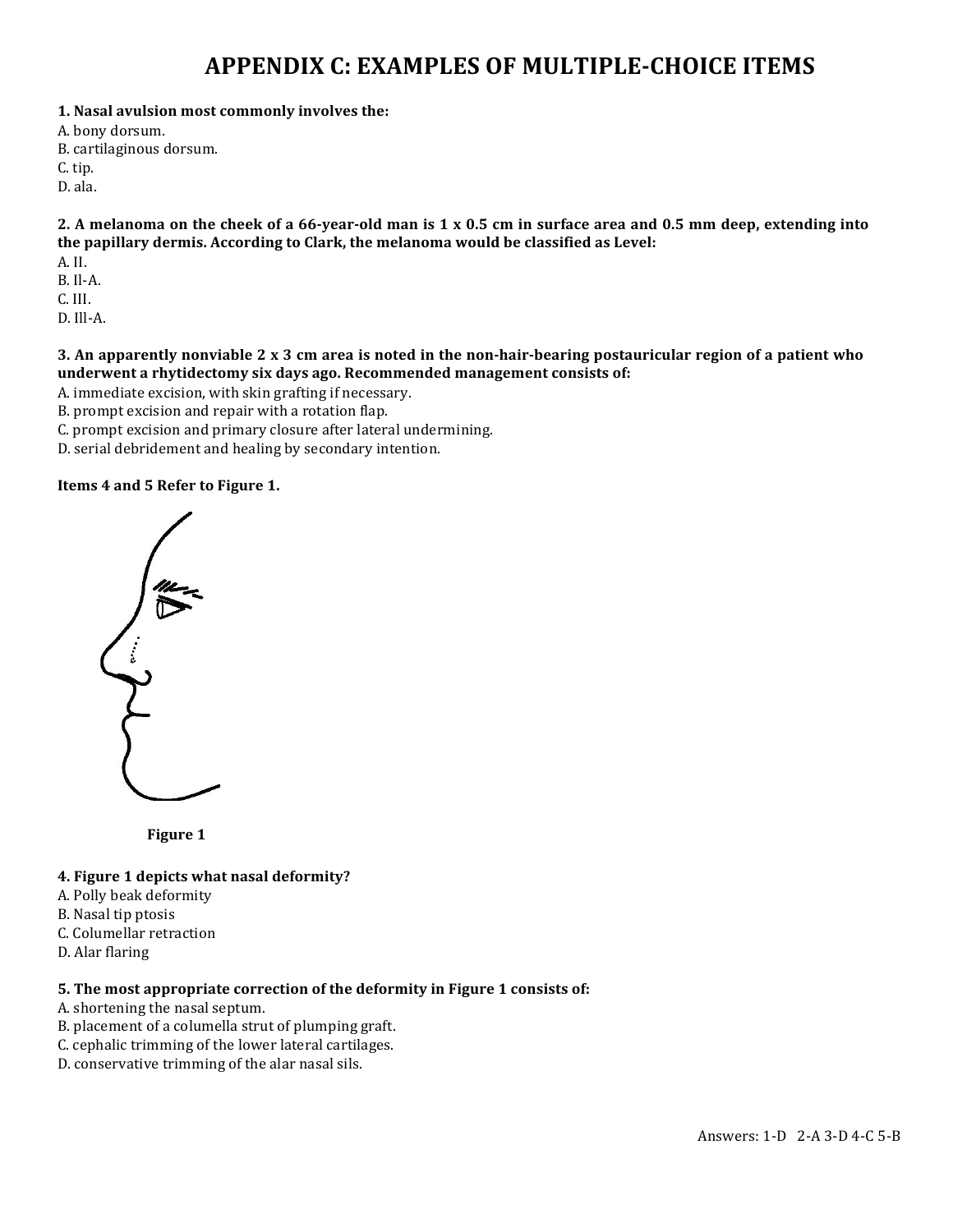# APPENDIX C: EXAMPLES OF MULTIPLE-CHOICE ITEMS

**1. Nasal avulsion most commonly involves the:**

A. bony dorsum.
B. cartilaginous dorsum.
C. tip.
D. ala.

**2. A melanoma on the cheek of a 66-year-old man is 1 x 0.5 cm in surface area and 0.5 mm deep, extending into the papillary dermis. According to Clark, the melanoma would be classified as Level:**

A. II.
B. Il-A.
C. III.
D. Ill-A.

**3. An apparently nonviable 2 x 3 cm area is noted in the non-hair-bearing postauricular region of a patient who underwent a rhytidectomy six days ago. Recommended management consists of:**

A. immediate excision, with skin grafting if necessary.
B. prompt excision and repair with a rotation flap.
C. prompt excision and primary closure after lateral undermining.
D. serial debridement and healing by secondary intention.

**Items 4 and 5 Refer to Figure 1.**

**Figure 1**

**4. Figure 1 depicts what nasal deformity?**

A. Polly beak deformity
B. Nasal tip ptosis
C. Columellar retraction
D. Alar flaring

**5. The most appropriate correction of the deformity in Figure 1 consists of:**

A. shortening the nasal septum.
B. placement of a columella strut of plumping graft.
C. cephalic trimming of the lower lateral cartilages.
D. conservative trimming of the alar nasal sils.

Answers: 1-D 2-A 3-D 4-C 5-B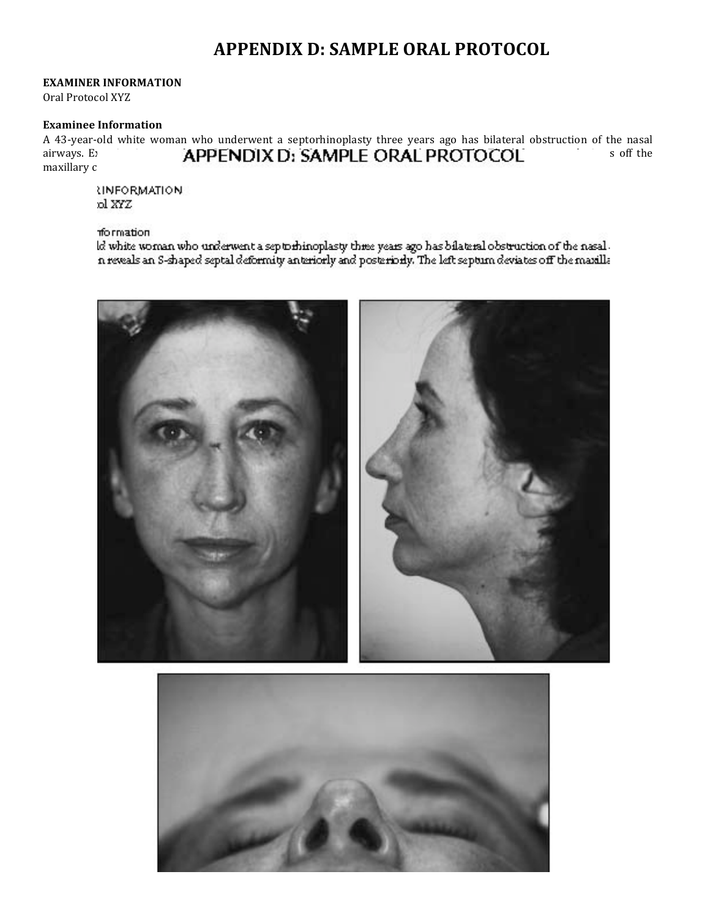# APPENDIX D: SAMPLE ORAL PROTOCOL

**EXAMINER INFORMATION**

Oral Protocol XYZ

**Examinee Information**

A 43-year-old white woman who underwent a septorhinoplasty three years ago has bilateral obstruction of the nasal airways. Examination reveals an S-shaped septal deformity anteriorly and posteriorly. The left septum deviates off the maxillary c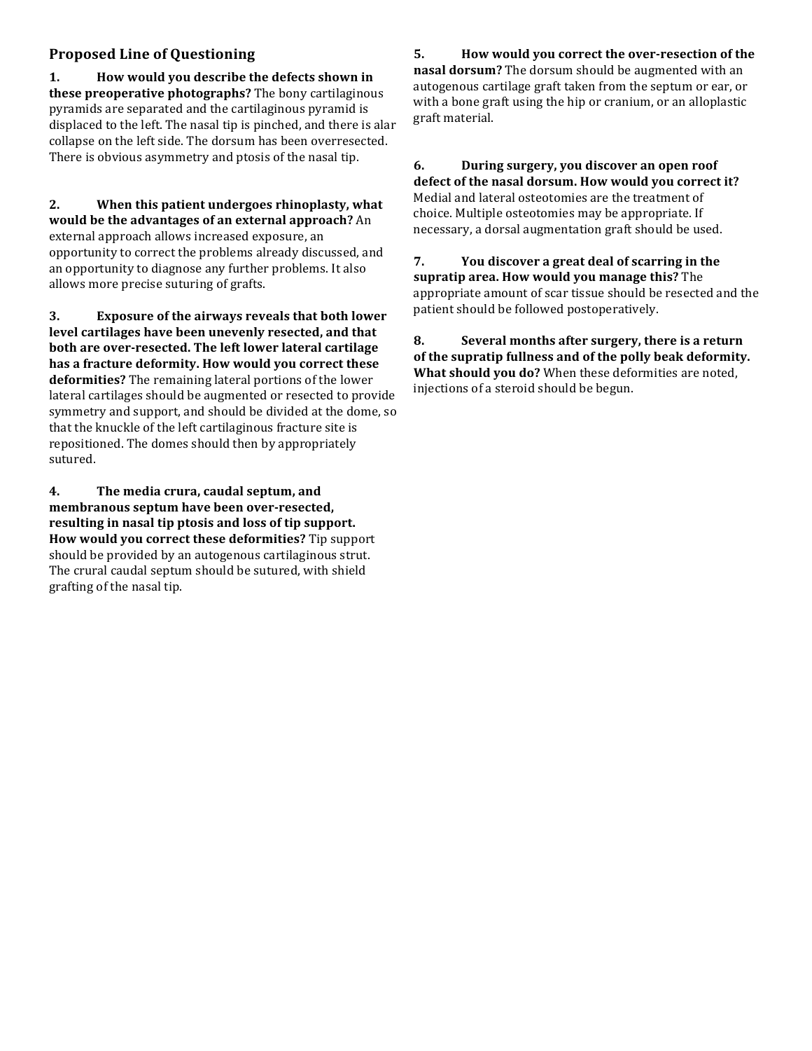## Proposed Line of Questioning

1. **How would you describe the defects shown in these preoperative photographs?** The bony cartilaginous pyramids are separated and the cartilaginous pyramid is displaced to the left. The nasal tip is pinched, and there is alar collapse on the left side. The dorsum has been overresected. There is obvious asymmetry and ptosis of the nasal tip.

2. **When this patient undergoes rhinoplasty, what would be the advantages of an external approach?** An external approach allows increased exposure, an opportunity to correct the problems already discussed, and an opportunity to diagnose any further problems. It also allows more precise suturing of grafts.

3. **Exposure of the airways reveals that both lower level cartilages have been unevenly resected, and that both are over-resected. The left lower lateral cartilage has a fracture deformity. How would you correct these deformities?** The remaining lateral portions of the lower lateral cartilages should be augmented or resected to provide symmetry and support, and should be divided at the dome, so that the knuckle of the left cartilaginous fracture site is repositioned. The domes should then by appropriately sutured.

4. **The media crura, caudal septum, and membranous septum have been over-resected, resulting in nasal tip ptosis and loss of tip support. How would you correct these deformities?** Tip support should be provided by an autogenous cartilaginous strut. The crural caudal septum should be sutured, with shield grafting of the nasal tip.

5. **How would you correct the over-resection of the nasal dorsum?** The dorsum should be augmented with an autogenous cartilage graft taken from the septum or ear, or with a bone graft using the hip or cranium, or an alloplastic graft material.

6. **During surgery, you discover an open roof defect of the nasal dorsum. How would you correct it?** Medial and lateral osteotomies are the treatment of choice. Multiple osteotomies may be appropriate. If necessary, a dorsal augmentation graft should be used.

7. **You discover a great deal of scarring in the supratip area. How would you manage this?** The appropriate amount of scar tissue should be resected and the patient should be followed postoperatively.

8. **Several months after surgery, there is a return of the supratip fullness and of the polly beak deformity. What should you do?** When these deformities are noted, injections of a steroid should be begun.